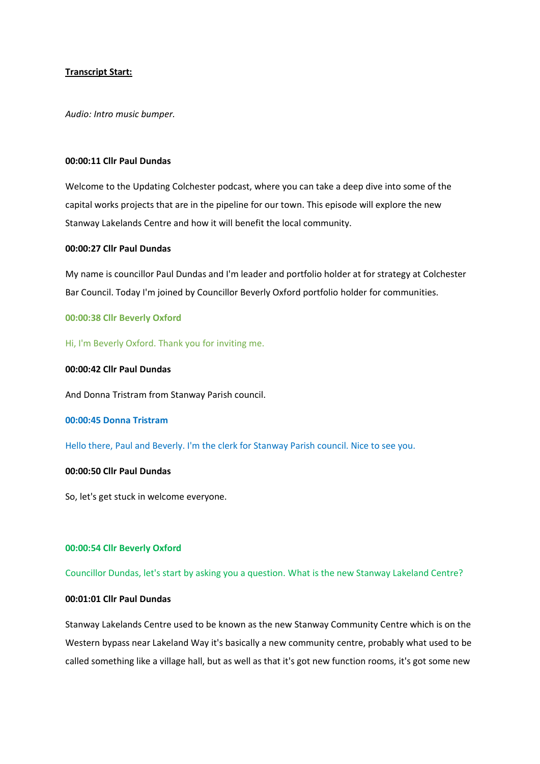**Transcript Start:**

*Audio: Intro music bumper.*

**00:00:11 Cllr Paul Dundas**

Welcome to the Updating Colchester podcast, where you can take a deep dive into some of the capital works projects that are in the pipeline for our town. This episode will explore the new Stanway Lakelands Centre and how it will benefit the local community.

**00:00:27 Cllr Paul Dundas**

My name is councillor Paul Dundas and I'm leader and portfolio holder at for strategy at Colchester Bar Council. Today I'm joined by Councillor Beverly Oxford portfolio holder for communities.

**00:00:38 Cllr Beverly Oxford**

Hi, I'm Beverly Oxford. Thank you for inviting me.

**00:00:42 Cllr Paul Dundas**

And Donna Tristram from Stanway Parish council.

**00:00:45 Donna Tristram**

Hello there, Paul and Beverly. I'm the clerk for Stanway Parish council. Nice to see you.

**00:00:50 Cllr Paul Dundas**

So, let's get stuck in welcome everyone.

**00:00:54 Cllr Beverly Oxford**

Councillor Dundas, let's start by asking you a question. What is the new Stanway Lakeland Centre?

**00:01:01 Cllr Paul Dundas**

Stanway Lakelands Centre used to be known as the new Stanway Community Centre which is on the Western bypass near Lakeland Way it's basically a new community centre, probably what used to be called something like a village hall, but as well as that it's got new function rooms, it's got some new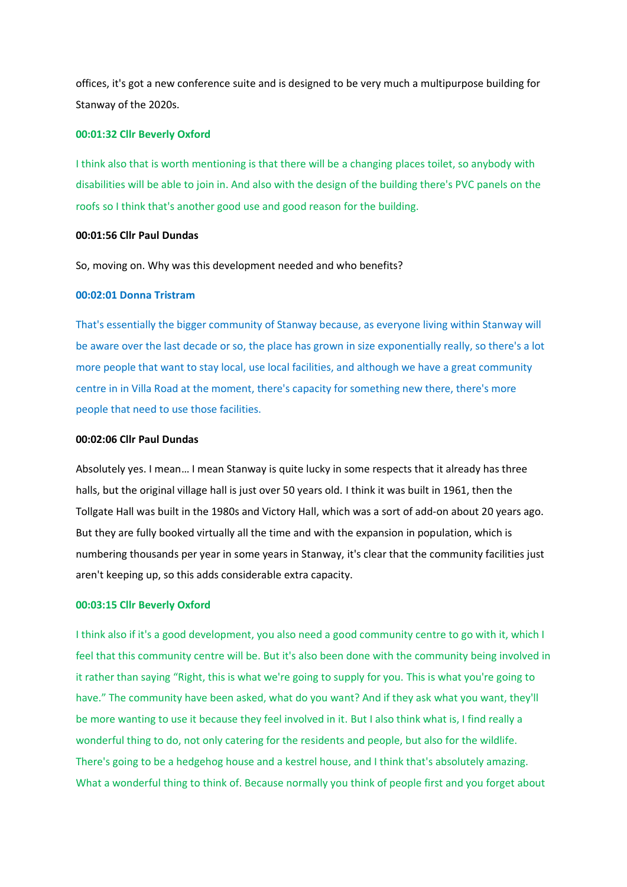offices, it's got a new conference suite and is designed to be very much a multipurpose building for Stanway of the 2020s.

**00:01:32 Cllr Beverly Oxford**

I think also that is worth mentioning is that there will be a changing places toilet, so anybody with disabilities will be able to join in. And also with the design of the building there's PVC panels on the roofs so I think that's another good use and good reason for the building.

**00:01:56 Cllr Paul Dundas**

So, moving on. Why was this development needed and who benefits?

**00:02:01 Donna Tristram**

That's essentially the bigger community of Stanway because, as everyone living within Stanway will be aware over the last decade or so, the place has grown in size exponentially really, so there's a lot more people that want to stay local, use local facilities, and although we have a great community centre in in Villa Road at the moment, there's capacity for something new there, there's more people that need to use those facilities.

**00:02:06 Cllr Paul Dundas**

Absolutely yes. I mean… I mean Stanway is quite lucky in some respects that it already has three halls, but the original village hall is just over 50 years old. I think it was built in 1961, then the Tollgate Hall was built in the 1980s and Victory Hall, which was a sort of add-on about 20 years ago. But they are fully booked virtually all the time and with the expansion in population, which is numbering thousands per year in some years in Stanway, it's clear that the community facilities just aren't keeping up, so this adds considerable extra capacity.

**00:03:15 Cllr Beverly Oxford**

I think also if it's a good development, you also need a good community centre to go with it, which I feel that this community centre will be. But it's also been done with the community being involved in it rather than saying "Right, this is what we're going to supply for you. This is what you're going to have." The community have been asked, what do you want? And if they ask what you want, they'll be more wanting to use it because they feel involved in it. But I also think what is, I find really a wonderful thing to do, not only catering for the residents and people, but also for the wildlife. There's going to be a hedgehog house and a kestrel house, and I think that's absolutely amazing. What a wonderful thing to think of. Because normally you think of people first and you forget about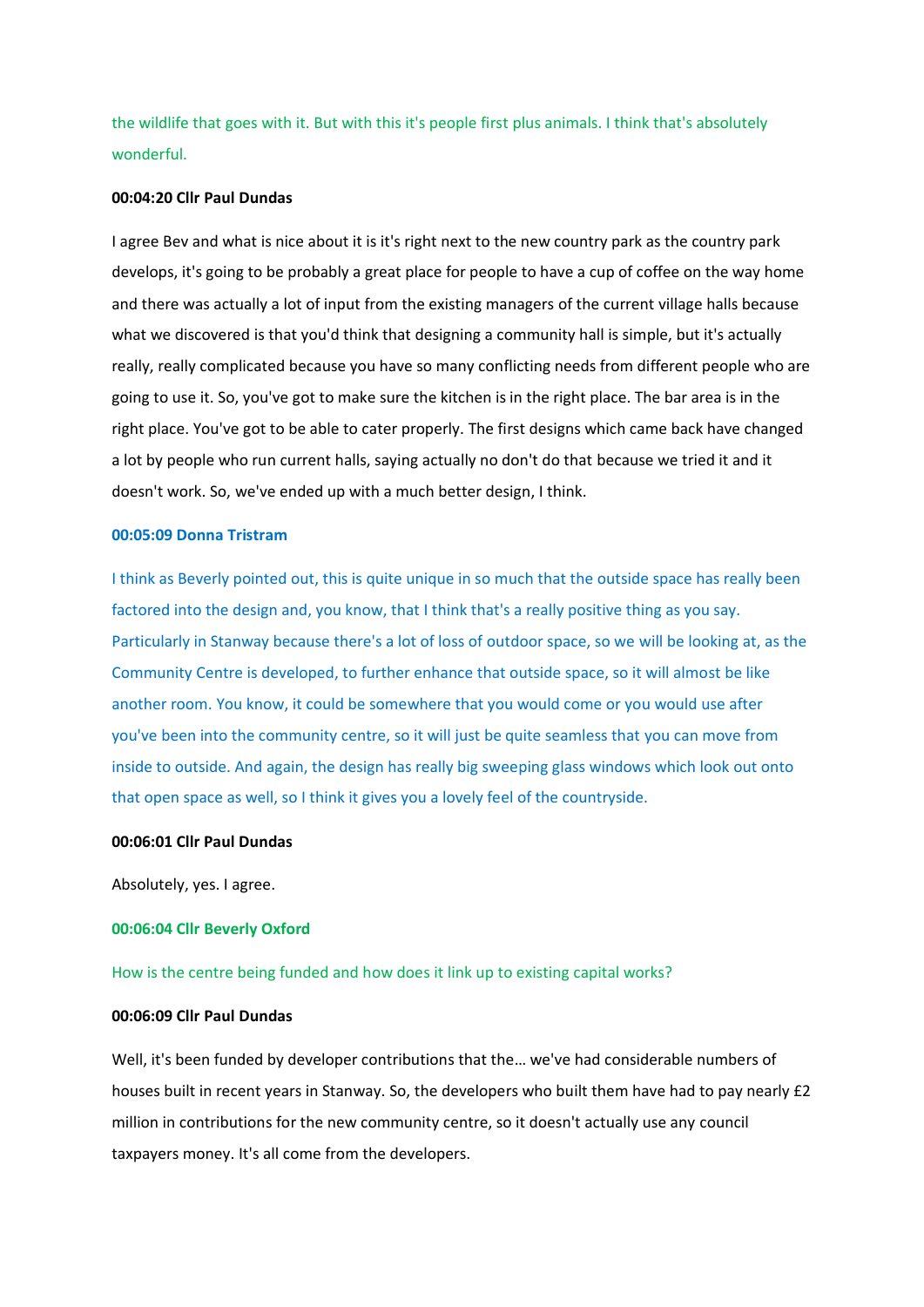the wildlife that goes with it. But with this it's people first plus animals. I think that's absolutely wonderful.

**00:04:20 Cllr Paul Dundas**

I agree Bev and what is nice about it is it's right next to the new country park as the country park develops, it's going to be probably a great place for people to have a cup of coffee on the way home and there was actually a lot of input from the existing managers of the current village halls because what we discovered is that you'd think that designing a community hall is simple, but it's actually really, really complicated because you have so many conflicting needs from different people who are going to use it. So, you've got to make sure the kitchen is in the right place. The bar area is in the right place. You've got to be able to cater properly. The first designs which came back have changed a lot by people who run current halls, saying actually no don't do that because we tried it and it doesn't work. So, we've ended up with a much better design, I think.

**00:05:09 Donna Tristram**

I think as Beverly pointed out, this is quite unique in so much that the outside space has really been factored into the design and, you know, that I think that's a really positive thing as you say. Particularly in Stanway because there's a lot of loss of outdoor space, so we will be looking at, as the Community Centre is developed, to further enhance that outside space, so it will almost be like another room. You know, it could be somewhere that you would come or you would use after you've been into the community centre, so it will just be quite seamless that you can move from inside to outside. And again, the design has really big sweeping glass windows which look out onto that open space as well, so I think it gives you a lovely feel of the countryside.

**00:06:01 Cllr Paul Dundas**

Absolutely, yes. I agree.

**00:06:04 Cllr Beverly Oxford**

How is the centre being funded and how does it link up to existing capital works?

**00:06:09 Cllr Paul Dundas**

Well, it's been funded by developer contributions that the… we've had considerable numbers of houses built in recent years in Stanway. So, the developers who built them have had to pay nearly £2 million in contributions for the new community centre, so it doesn't actually use any council taxpayers money. It's all come from the developers.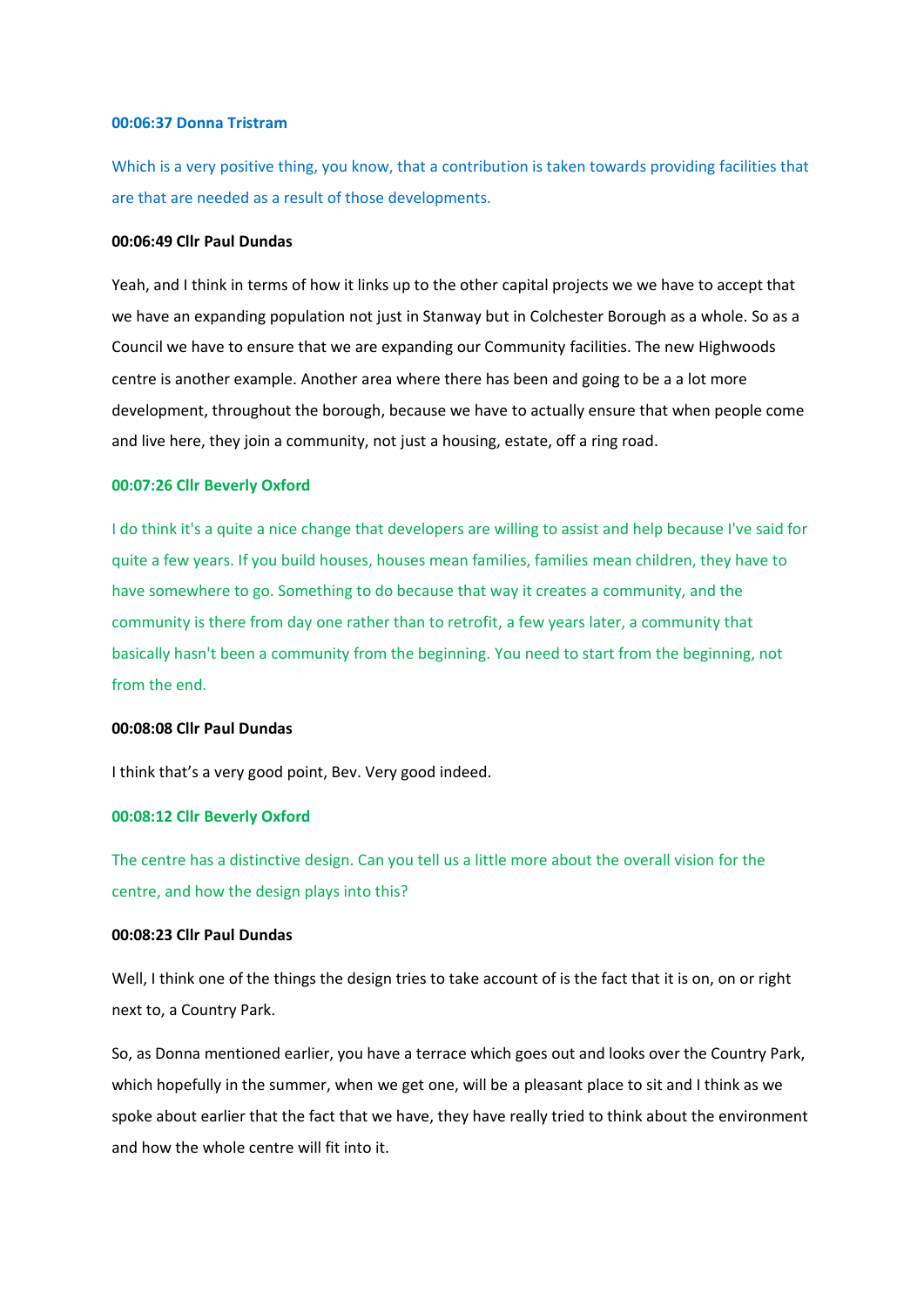**00:06:37 Donna Tristram**

Which is a very positive thing, you know, that a contribution is taken towards providing facilities that are that are needed as a result of those developments.

**00:06:49 Cllr Paul Dundas**

Yeah, and I think in terms of how it links up to the other capital projects we we have to accept that we have an expanding population not just in Stanway but in Colchester Borough as a whole. So as a Council we have to ensure that we are expanding our Community facilities. The new Highwoods centre is another example. Another area where there has been and going to be a a lot more development, throughout the borough, because we have to actually ensure that when people come and live here, they join a community, not just a housing, estate, off a ring road.

**00:07:26 Cllr Beverly Oxford**

I do think it's a quite a nice change that developers are willing to assist and help because I've said for quite a few years. If you build houses, houses mean families, families mean children, they have to have somewhere to go. Something to do because that way it creates a community, and the community is there from day one rather than to retrofit, a few years later, a community that basically hasn't been a community from the beginning. You need to start from the beginning, not from the end.

**00:08:08 Cllr Paul Dundas**

I think that's a very good point, Bev. Very good indeed.

**00:08:12 Cllr Beverly Oxford**

The centre has a distinctive design. Can you tell us a little more about the overall vision for the centre, and how the design plays into this?

**00:08:23 Cllr Paul Dundas**

Well, I think one of the things the design tries to take account of is the fact that it is on, on or right next to, a Country Park.

So, as Donna mentioned earlier, you have a terrace which goes out and looks over the Country Park, which hopefully in the summer, when we get one, will be a pleasant place to sit and I think as we spoke about earlier that the fact that we have, they have really tried to think about the environment and how the whole centre will fit into it.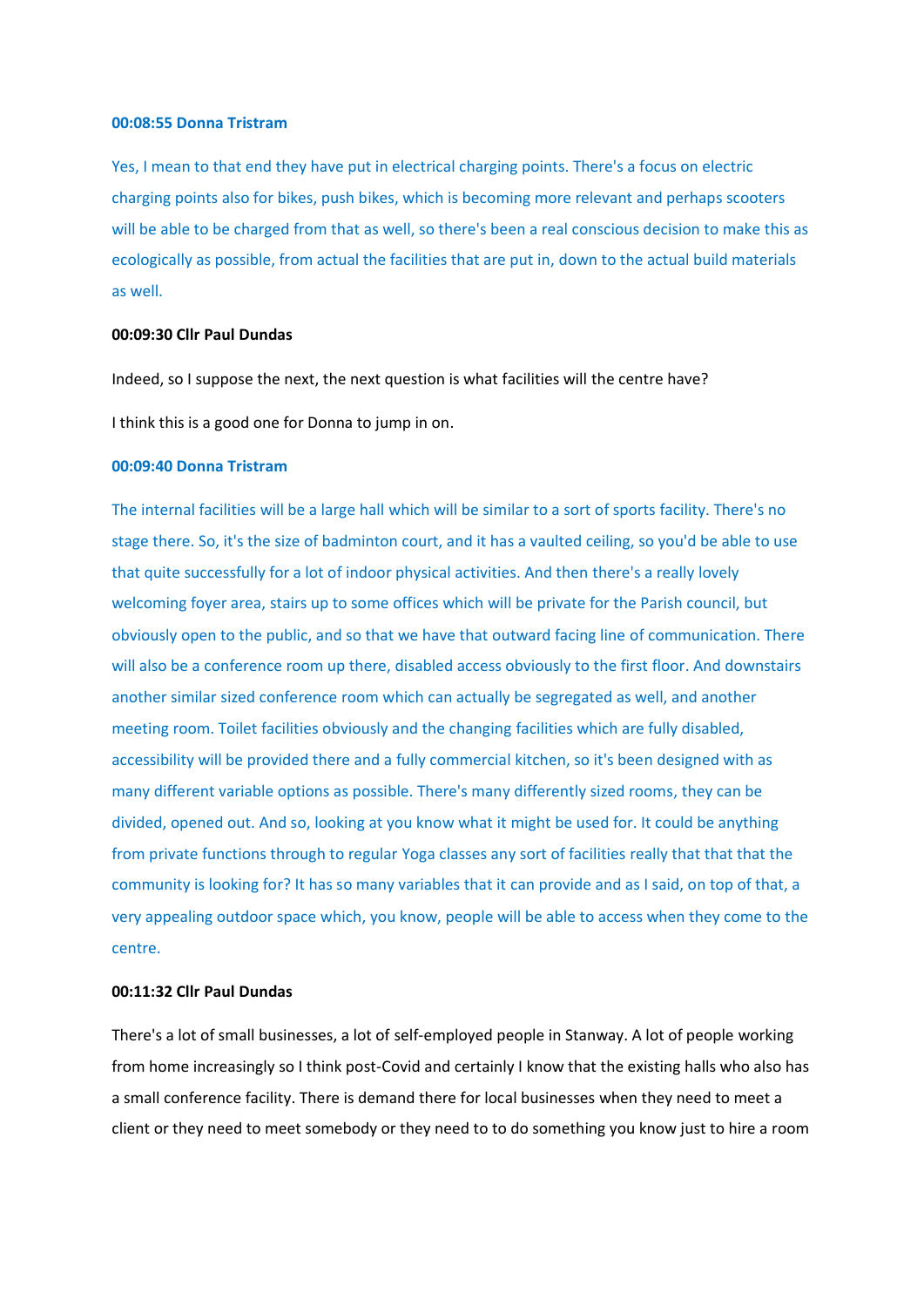**00:08:55 Donna Tristram**

Yes, I mean to that end they have put in electrical charging points. There's a focus on electric charging points also for bikes, push bikes, which is becoming more relevant and perhaps scooters will be able to be charged from that as well, so there's been a real conscious decision to make this as ecologically as possible, from actual the facilities that are put in, down to the actual build materials as well.

**00:09:30 Cllr Paul Dundas**

Indeed, so I suppose the next, the next question is what facilities will the centre have?

I think this is a good one for Donna to jump in on.

**00:09:40 Donna Tristram**

The internal facilities will be a large hall which will be similar to a sort of sports facility. There's no stage there. So, it's the size of badminton court, and it has a vaulted ceiling, so you'd be able to use that quite successfully for a lot of indoor physical activities. And then there's a really lovely welcoming foyer area, stairs up to some offices which will be private for the Parish council, but obviously open to the public, and so that we have that outward facing line of communication. There will also be a conference room up there, disabled access obviously to the first floor. And downstairs another similar sized conference room which can actually be segregated as well, and another meeting room. Toilet facilities obviously and the changing facilities which are fully disabled, accessibility will be provided there and a fully commercial kitchen, so it's been designed with as many different variable options as possible. There's many differently sized rooms, they can be divided, opened out. And so, looking at you know what it might be used for. It could be anything from private functions through to regular Yoga classes any sort of facilities really that that that the community is looking for? It has so many variables that it can provide and as I said, on top of that, a very appealing outdoor space which, you know, people will be able to access when they come to the centre.

**00:11:32 Cllr Paul Dundas**

There's a lot of small businesses, a lot of self-employed people in Stanway. A lot of people working from home increasingly so I think post-Covid and certainly I know that the existing halls who also has a small conference facility. There is demand there for local businesses when they need to meet a client or they need to meet somebody or they need to to do something you know just to hire a room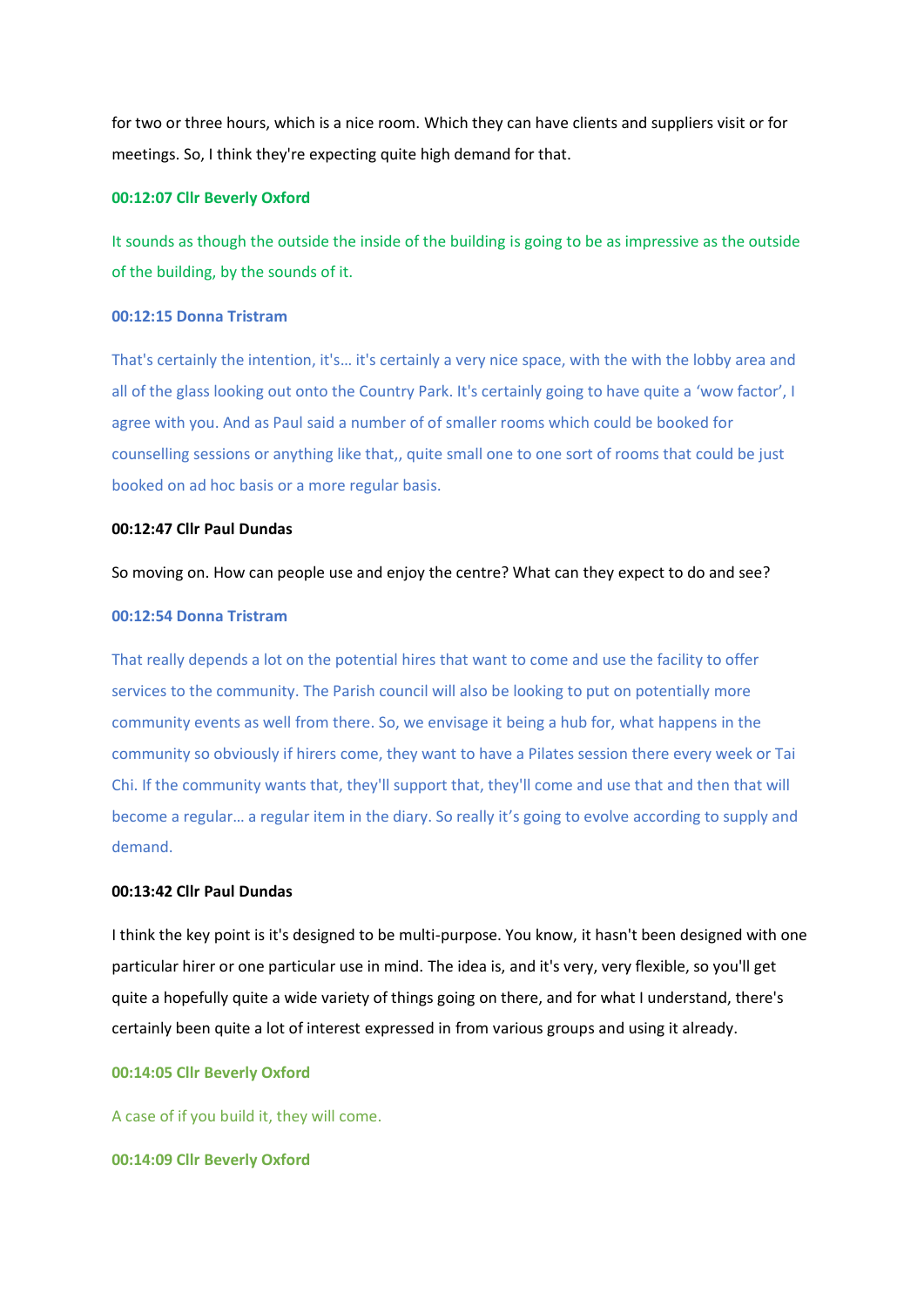for two or three hours, which is a nice room. Which they can have clients and suppliers visit or for meetings. So, I think they're expecting quite high demand for that.

**00:12:07 Cllr Beverly Oxford**

It sounds as though the outside the inside of the building is going to be as impressive as the outside of the building, by the sounds of it.

**00:12:15 Donna Tristram**

That's certainly the intention, it's… it's certainly a very nice space, with the with the lobby area and all of the glass looking out onto the Country Park. It's certainly going to have quite a 'wow factor', I agree with you. And as Paul said a number of of smaller rooms which could be booked for counselling sessions or anything like that,, quite small one to one sort of rooms that could be just booked on ad hoc basis or a more regular basis.

**00:12:47 Cllr Paul Dundas**

So moving on. How can people use and enjoy the centre? What can they expect to do and see?

**00:12:54 Donna Tristram**

That really depends a lot on the potential hires that want to come and use the facility to offer services to the community. The Parish council will also be looking to put on potentially more community events as well from there. So, we envisage it being a hub for, what happens in the community so obviously if hirers come, they want to have a Pilates session there every week or Tai Chi. If the community wants that, they'll support that, they'll come and use that and then that will become a regular… a regular item in the diary. So really it's going to evolve according to supply and demand.

**00:13:42 Cllr Paul Dundas**

I think the key point is it's designed to be multi-purpose. You know, it hasn't been designed with one particular hirer or one particular use in mind. The idea is, and it's very, very flexible, so you'll get quite a hopefully quite a wide variety of things going on there, and for what I understand, there's certainly been quite a lot of interest expressed in from various groups and using it already.

**00:14:05 Cllr Beverly Oxford**

A case of if you build it, they will come.

**00:14:09 Cllr Beverly Oxford**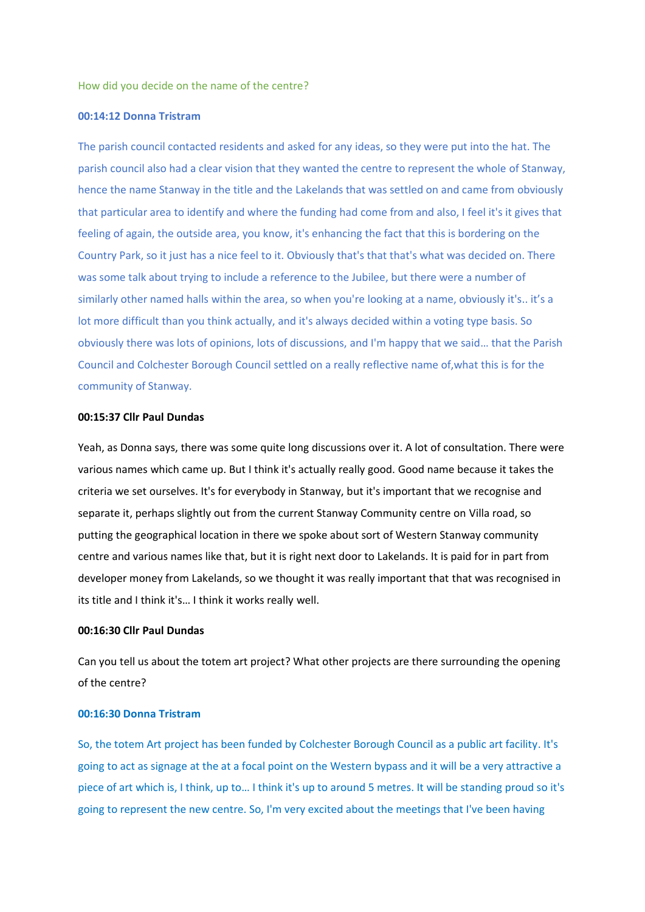How did you decide on the name of the centre?

**00:14:12 Donna Tristram**

The parish council contacted residents and asked for any ideas, so they were put into the hat. The parish council also had a clear vision that they wanted the centre to represent the whole of Stanway, hence the name Stanway in the title and the Lakelands that was settled on and came from obviously that particular area to identify and where the funding had come from and also, I feel it's it gives that feeling of again, the outside area, you know, it's enhancing the fact that this is bordering on the Country Park, so it just has a nice feel to it. Obviously that's that that's what was decided on. There was some talk about trying to include a reference to the Jubilee, but there were a number of similarly other named halls within the area, so when you're looking at a name, obviously it's.. it's a lot more difficult than you think actually, and it's always decided within a voting type basis. So obviously there was lots of opinions, lots of discussions, and I'm happy that we said… that the Parish Council and Colchester Borough Council settled on a really reflective name of,what this is for the community of Stanway.

**00:15:37 Cllr Paul Dundas**

Yeah, as Donna says, there was some quite long discussions over it. A lot of consultation. There were various names which came up. But I think it's actually really good. Good name because it takes the criteria we set ourselves. It's for everybody in Stanway, but it's important that we recognise and separate it, perhaps slightly out from the current Stanway Community centre on Villa road, so putting the geographical location in there we spoke about sort of Western Stanway community centre and various names like that, but it is right next door to Lakelands. It is paid for in part from developer money from Lakelands, so we thought it was really important that that was recognised in its title and I think it's… I think it works really well.

**00:16:30 Cllr Paul Dundas**

Can you tell us about the totem art project? What other projects are there surrounding the opening of the centre?

**00:16:30 Donna Tristram**

So, the totem Art project has been funded by Colchester Borough Council as a public art facility. It's going to act as signage at the at a focal point on the Western bypass and it will be a very attractive a piece of art which is, I think, up to… I think it's up to around 5 metres. It will be standing proud so it's going to represent the new centre. So, I'm very excited about the meetings that I've been having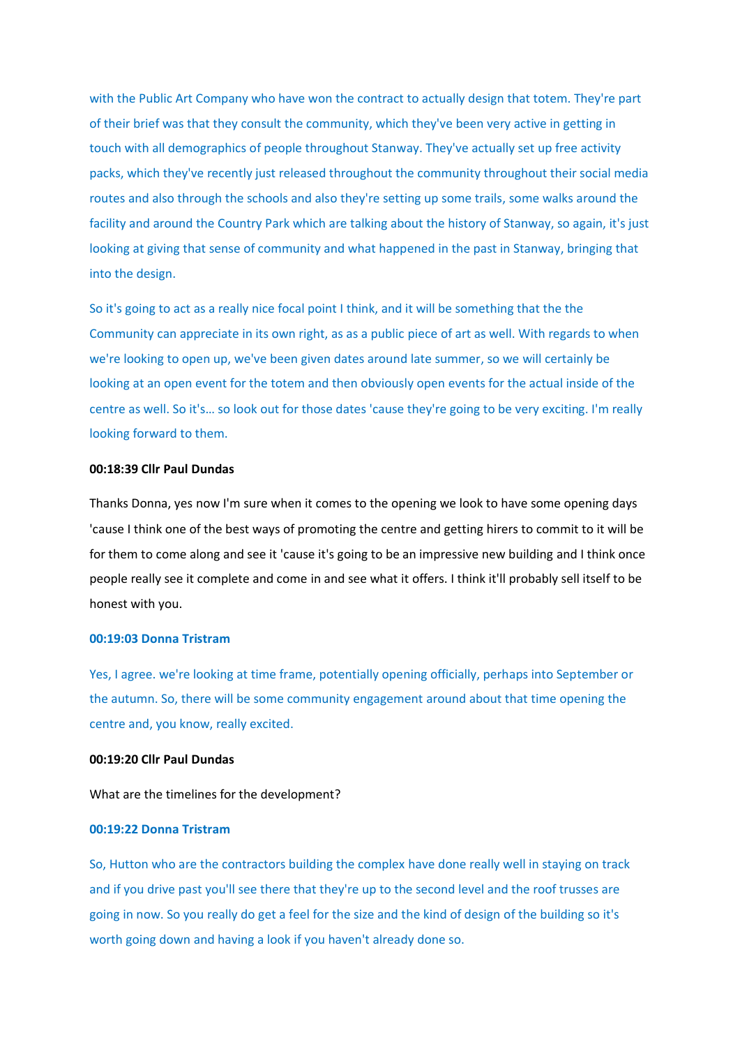with the Public Art Company who have won the contract to actually design that totem. They're part of their brief was that they consult the community, which they've been very active in getting in touch with all demographics of people throughout Stanway. They've actually set up free activity packs, which they've recently just released throughout the community throughout their social media routes and also through the schools and also they're setting up some trails, some walks around the facility and around the Country Park which are talking about the history of Stanway, so again, it's just looking at giving that sense of community and what happened in the past in Stanway, bringing that into the design.

So it's going to act as a really nice focal point I think, and it will be something that the the Community can appreciate in its own right, as as a public piece of art as well. With regards to when we're looking to open up, we've been given dates around late summer, so we will certainly be looking at an open event for the totem and then obviously open events for the actual inside of the centre as well. So it's… so look out for those dates 'cause they're going to be very exciting. I'm really looking forward to them.

**00:18:39 Cllr Paul Dundas**

Thanks Donna, yes now I'm sure when it comes to the opening we look to have some opening days 'cause I think one of the best ways of promoting the centre and getting hirers to commit to it will be for them to come along and see it 'cause it's going to be an impressive new building and I think once people really see it complete and come in and see what it offers. I think it'll probably sell itself to be honest with you.

**00:19:03 Donna Tristram**

Yes, I agree. we're looking at time frame, potentially opening officially, perhaps into September or the autumn. So, there will be some community engagement around about that time opening the centre and, you know, really excited.

**00:19:20 Cllr Paul Dundas**

What are the timelines for the development?

**00:19:22 Donna Tristram**

So, Hutton who are the contractors building the complex have done really well in staying on track and if you drive past you'll see there that they're up to the second level and the roof trusses are going in now. So you really do get a feel for the size and the kind of design of the building so it's worth going down and having a look if you haven't already done so.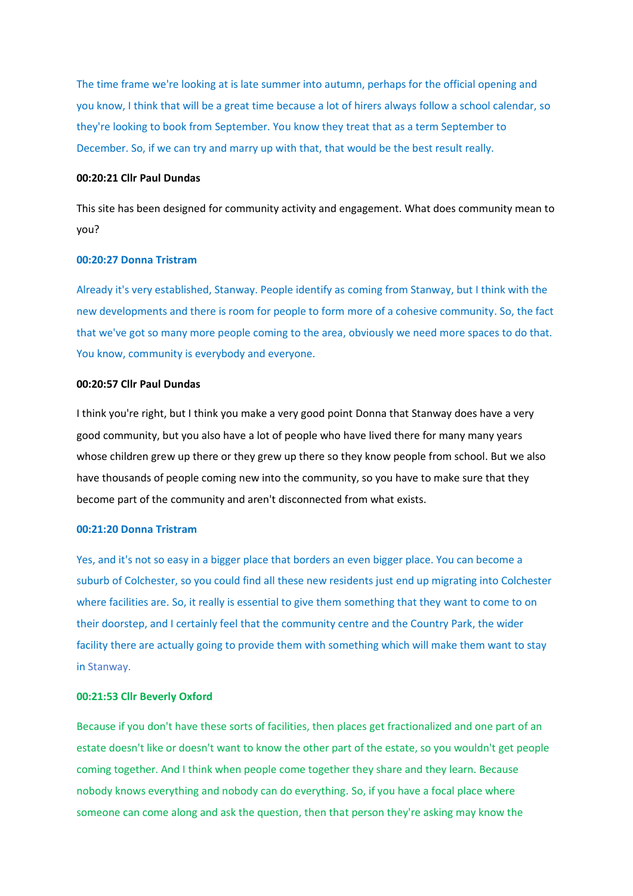The time frame we're looking at is late summer into autumn, perhaps for the official opening and you know, I think that will be a great time because a lot of hirers always follow a school calendar, so they're looking to book from September. You know they treat that as a term September to December. So, if we can try and marry up with that, that would be the best result really.

**00:20:21 Cllr Paul Dundas**

This site has been designed for community activity and engagement. What does community mean to you?

**00:20:27 Donna Tristram**

Already it's very established, Stanway. People identify as coming from Stanway, but I think with the new developments and there is room for people to form more of a cohesive community. So, the fact that we've got so many more people coming to the area, obviously we need more spaces to do that. You know, community is everybody and everyone.

**00:20:57 Cllr Paul Dundas**

I think you're right, but I think you make a very good point Donna that Stanway does have a very good community, but you also have a lot of people who have lived there for many many years whose children grew up there or they grew up there so they know people from school. But we also have thousands of people coming new into the community, so you have to make sure that they become part of the community and aren't disconnected from what exists.

**00:21:20 Donna Tristram**

Yes, and it's not so easy in a bigger place that borders an even bigger place. You can become a suburb of Colchester, so you could find all these new residents just end up migrating into Colchester where facilities are. So, it really is essential to give them something that they want to come to on their doorstep, and I certainly feel that the community centre and the Country Park, the wider facility there are actually going to provide them with something which will make them want to stay in Stanway.

**00:21:53 Cllr Beverly Oxford**

Because if you don't have these sorts of facilities, then places get fractionalized and one part of an estate doesn't like or doesn't want to know the other part of the estate, so you wouldn't get people coming together. And I think when people come together they share and they learn. Because nobody knows everything and nobody can do everything. So, if you have a focal place where someone can come along and ask the question, then that person they're asking may know the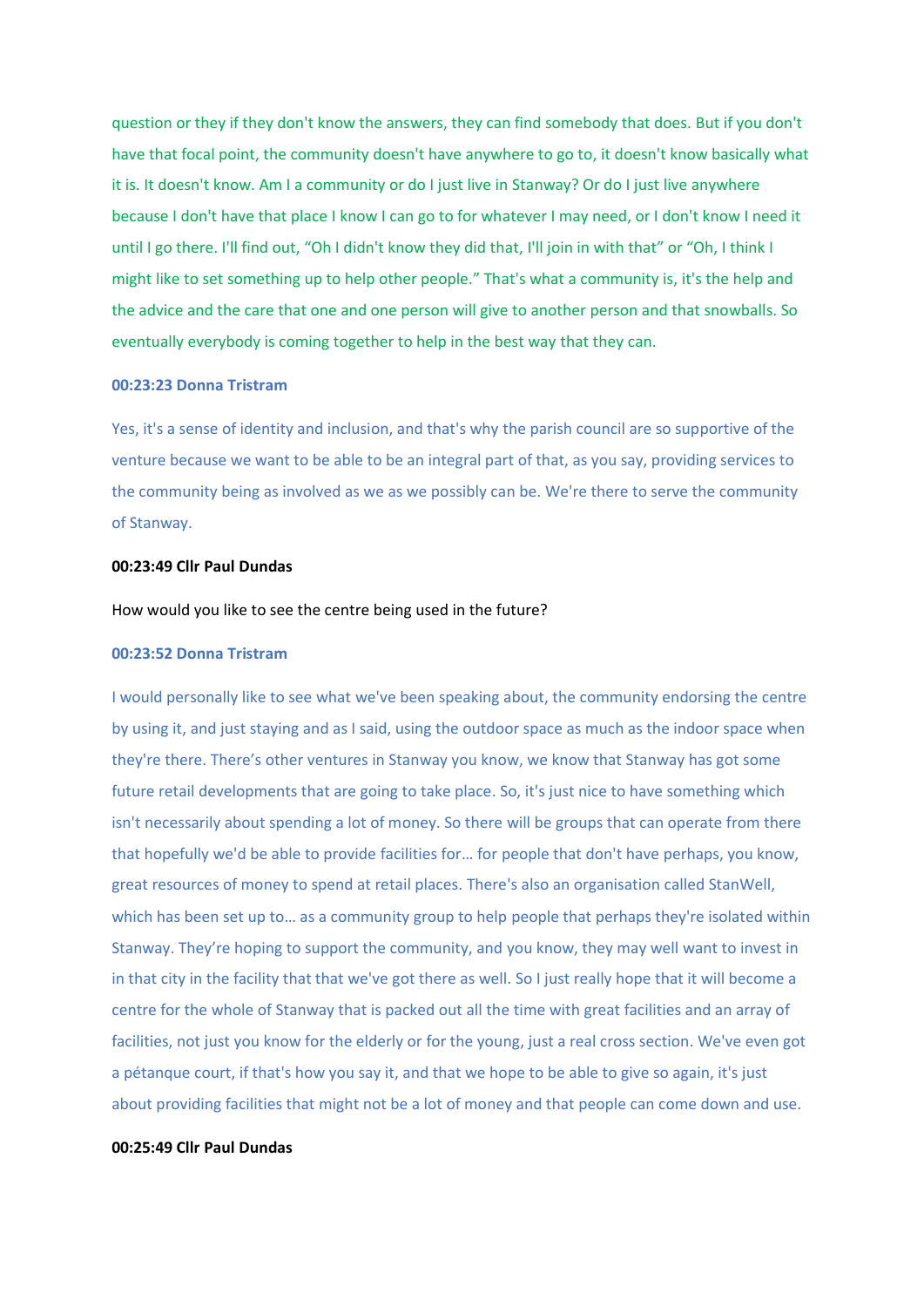question or they if they don't know the answers, they can find somebody that does. But if you don't have that focal point, the community doesn't have anywhere to go to, it doesn't know basically what it is. It doesn't know. Am I a community or do I just live in Stanway? Or do I just live anywhere because I don't have that place I know I can go to for whatever I may need, or I don't know I need it until I go there. I'll find out, "Oh I didn't know they did that, I'll join in with that" or "Oh, I think I might like to set something up to help other people." That's what a community is, it's the help and the advice and the care that one and one person will give to another person and that snowballs. So eventually everybody is coming together to help in the best way that they can.

**00:23:23 Donna Tristram**

Yes, it's a sense of identity and inclusion, and that's why the parish council are so supportive of the venture because we want to be able to be an integral part of that, as you say, providing services to the community being as involved as we as we possibly can be. We're there to serve the community of Stanway.

**00:23:49 Cllr Paul Dundas**

How would you like to see the centre being used in the future?

**00:23:52 Donna Tristram**

I would personally like to see what we've been speaking about, the community endorsing the centre by using it, and just staying and as I said, using the outdoor space as much as the indoor space when they're there. There's other ventures in Stanway you know, we know that Stanway has got some future retail developments that are going to take place. So, it's just nice to have something which isn't necessarily about spending a lot of money. So there will be groups that can operate from there that hopefully we'd be able to provide facilities for… for people that don't have perhaps, you know, great resources of money to spend at retail places. There's also an organisation called StanWell, which has been set up to… as a community group to help people that perhaps they're isolated within Stanway. They're hoping to support the community, and you know, they may well want to invest in in that city in the facility that that we've got there as well. So I just really hope that it will become a centre for the whole of Stanway that is packed out all the time with great facilities and an array of facilities, not just you know for the elderly or for the young, just a real cross section. We've even got a pétanque court, if that's how you say it, and that we hope to be able to give so again, it's just about providing facilities that might not be a lot of money and that people can come down and use.

**00:25:49 Cllr Paul Dundas**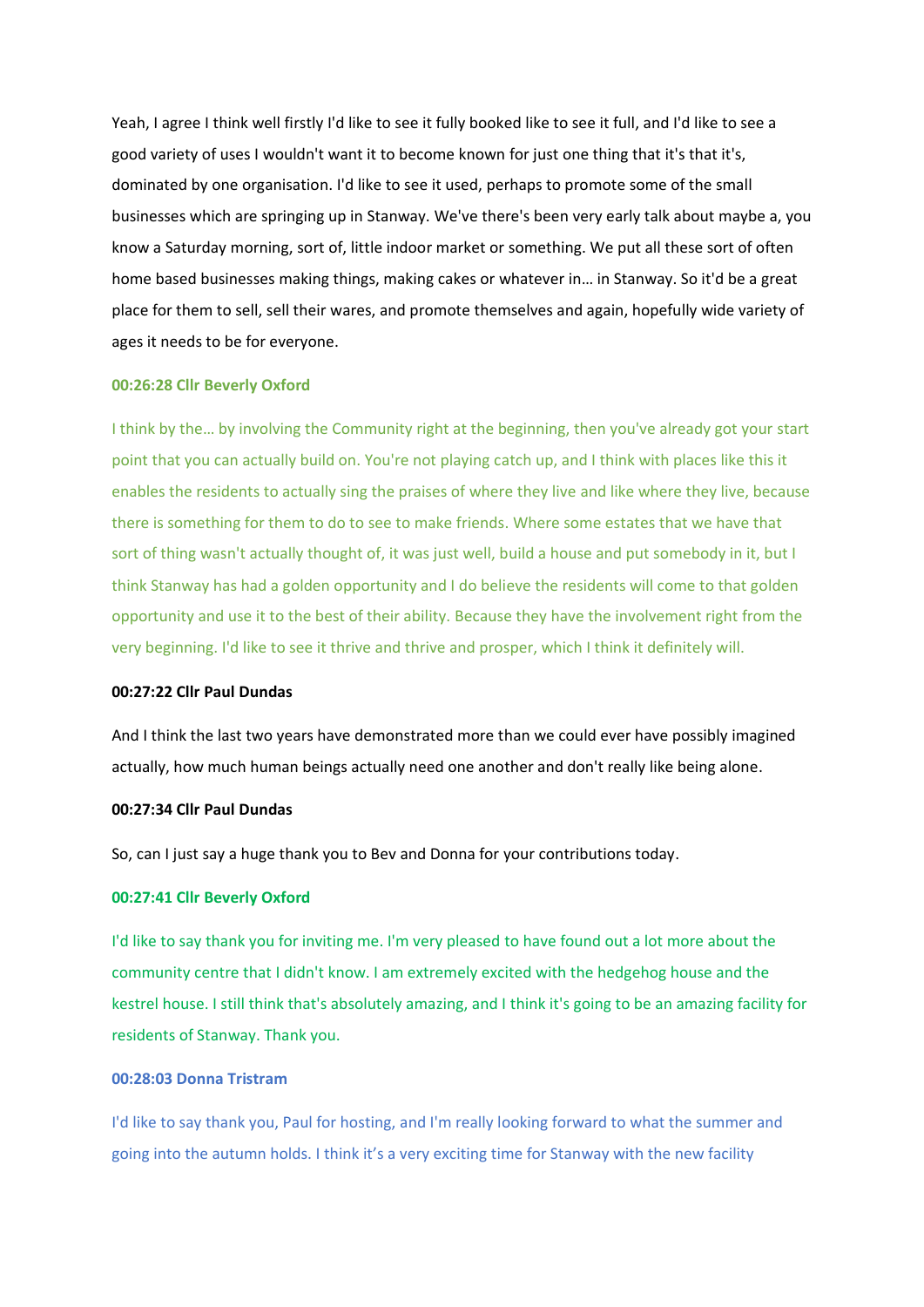Yeah, I agree I think well firstly I'd like to see it fully booked like to see it full, and I'd like to see a good variety of uses I wouldn't want it to become known for just one thing that it's that it's, dominated by one organisation. I'd like to see it used, perhaps to promote some of the small businesses which are springing up in Stanway. We've there's been very early talk about maybe a, you know a Saturday morning, sort of, little indoor market or something. We put all these sort of often home based businesses making things, making cakes or whatever in… in Stanway. So it'd be a great place for them to sell, sell their wares, and promote themselves and again, hopefully wide variety of ages it needs to be for everyone.

**00:26:28 Cllr Beverly Oxford**

I think by the… by involving the Community right at the beginning, then you've already got your start point that you can actually build on. You're not playing catch up, and I think with places like this it enables the residents to actually sing the praises of where they live and like where they live, because there is something for them to do to see to make friends. Where some estates that we have that sort of thing wasn't actually thought of, it was just well, build a house and put somebody in it, but I think Stanway has had a golden opportunity and I do believe the residents will come to that golden opportunity and use it to the best of their ability. Because they have the involvement right from the very beginning. I'd like to see it thrive and thrive and prosper, which I think it definitely will.

**00:27:22 Cllr Paul Dundas**

And I think the last two years have demonstrated more than we could ever have possibly imagined actually, how much human beings actually need one another and don't really like being alone.

**00:27:34 Cllr Paul Dundas**

So, can I just say a huge thank you to Bev and Donna for your contributions today.

**00:27:41 Cllr Beverly Oxford**

I'd like to say thank you for inviting me. I'm very pleased to have found out a lot more about the community centre that I didn't know. I am extremely excited with the hedgehog house and the kestrel house. I still think that's absolutely amazing, and I think it's going to be an amazing facility for residents of Stanway. Thank you.

**00:28:03 Donna Tristram**

I'd like to say thank you, Paul for hosting, and I'm really looking forward to what the summer and going into the autumn holds. I think it's a very exciting time for Stanway with the new facility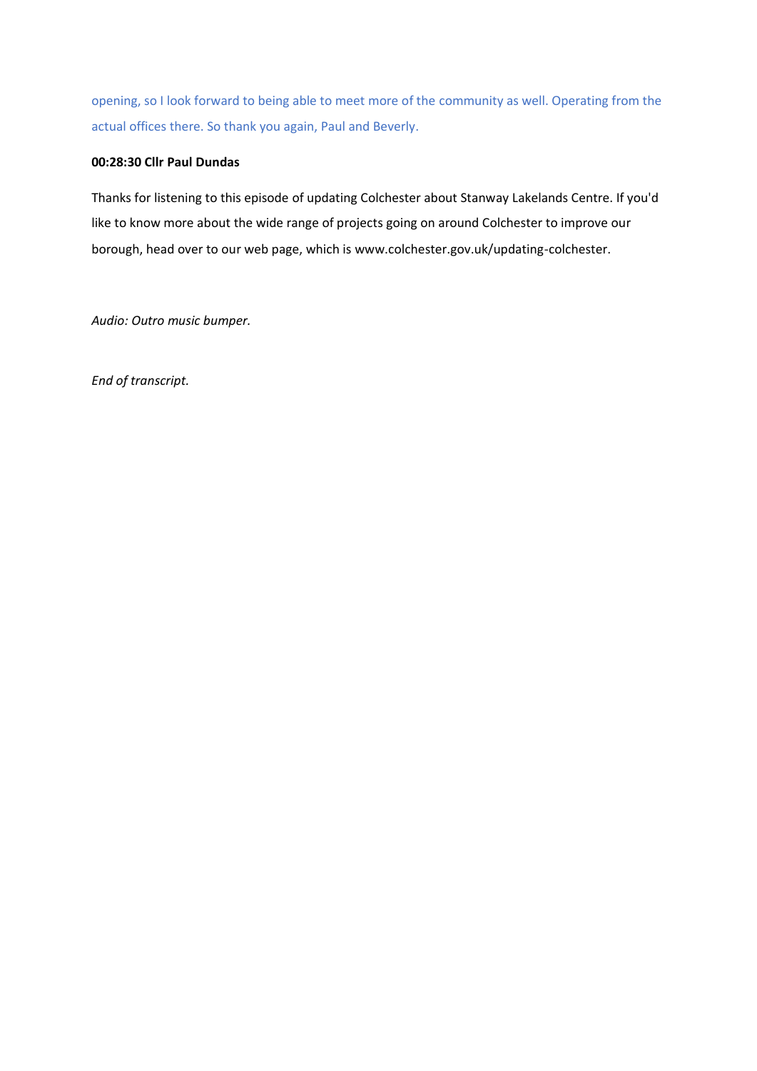opening, so I look forward to being able to meet more of the community as well. Operating from the actual offices there. So thank you again, Paul and Beverly.

**00:28:30 Cllr Paul Dundas**

Thanks for listening to this episode of updating Colchester about Stanway Lakelands Centre. If you'd like to know more about the wide range of projects going on around Colchester to improve our borough, head over to our web page, which is www.colchester.gov.uk/updating-colchester.

*Audio: Outro music bumper.*

*End of transcript.*